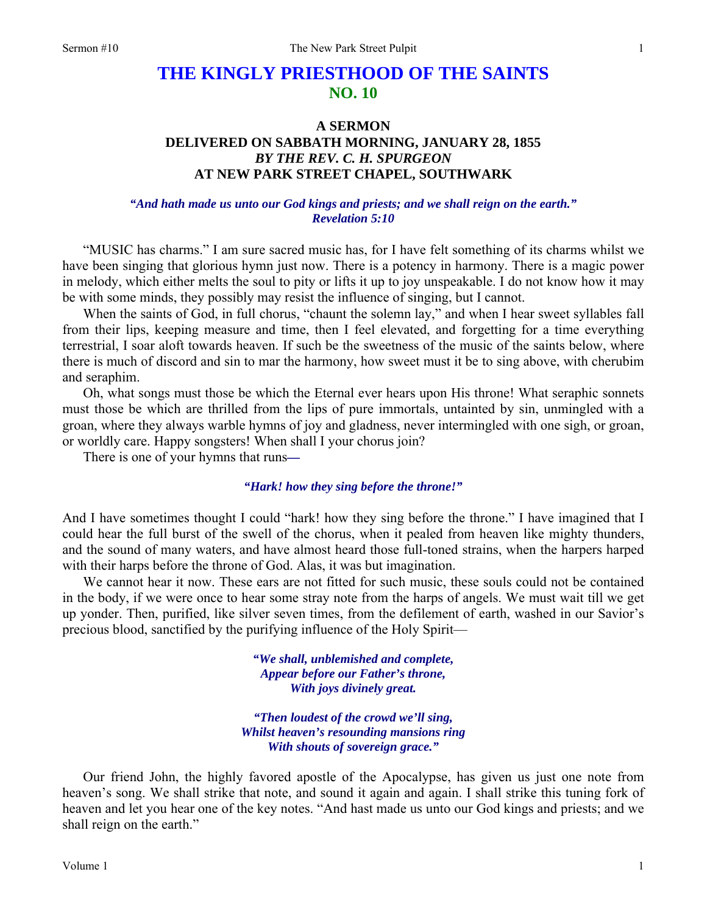# THE KINGLY PRIESTHOOD OF THE SAINTS
## NO. 10

### A SERMON
### DELIVERED ON SABBATH MORNING, JANUARY 28, 1855
### *BY THE REV. C. H. SPURGEON*
### AT NEW PARK STREET CHAPEL, SOUTHWARK

***"And hath made us unto our God kings and priests; and we shall reign on the earth." Revelation 5:10***

"MUSIC has charms." I am sure sacred music has, for I have felt something of its charms whilst we have been singing that glorious hymn just now. There is a potency in harmony. There is a magic power in melody, which either melts the soul to pity or lifts it up to joy unspeakable. I do not know how it may be with some minds, they possibly may resist the influence of singing, but I cannot.

When the saints of God, in full chorus, "chaunt the solemn lay," and when I hear sweet syllables fall from their lips, keeping measure and time, then I feel elevated, and forgetting for a time everything terrestrial, I soar aloft towards heaven. If such be the sweetness of the music of the saints below, where there is much of discord and sin to mar the harmony, how sweet must it be to sing above, with cherubim and seraphim.

Oh, what songs must those be which the Eternal ever hears upon His throne! What seraphic sonnets must those be which are thrilled from the lips of pure immortals, untainted by sin, unmingled with a groan, where they always warble hymns of joy and gladness, never intermingled with one sigh, or groan, or worldly care. Happy songsters! When shall I your chorus join?

There is one of your hymns that runs**—**

***"Hark! how they sing before the throne!"***

And I have sometimes thought I could "hark! how they sing before the throne." I have imagined that I could hear the full burst of the swell of the chorus, when it pealed from heaven like mighty thunders, and the sound of many waters, and have almost heard those full-toned strains, when the harpers harped with their harps before the throne of God. Alas, it was but imagination.

We cannot hear it now. These ears are not fitted for such music, these souls could not be contained in the body, if we were once to hear some stray note from the harps of angels. We must wait till we get up yonder. Then, purified, like silver seven times, from the defilement of earth, washed in our Savior's precious blood, sanctified by the purifying influence of the Holy Spirit—

***"We shall, unblemished and complete,***
***Appear before our Father's throne,***
***With joys divinely great.***

***"Then loudest of the crowd we'll sing,***
***Whilst heaven's resounding mansions ring***
***With shouts of sovereign grace."***

Our friend John, the highly favored apostle of the Apocalypse, has given us just one note from heaven's song. We shall strike that note, and sound it again and again. I shall strike this tuning fork of heaven and let you hear one of the key notes. "And hast made us unto our God kings and priests; and we shall reign on the earth."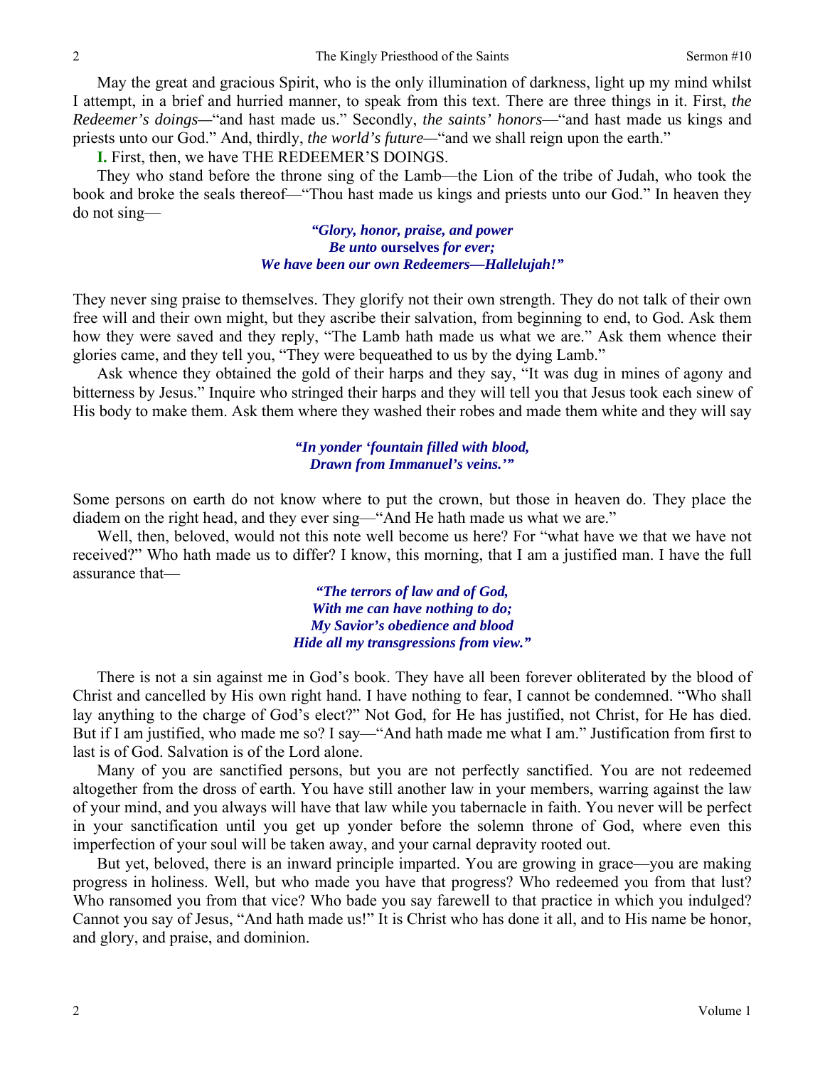May the great and gracious Spirit, who is the only illumination of darkness, light up my mind whilst I attempt, in a brief and hurried manner, to speak from this text. There are three things in it. First, *the Redeemer's doings*—"and hast made us." Secondly, *the saints' honors*—"and hast made us kings and priests unto our God." And, thirdly, *the world's future*—"and we shall reign upon the earth."

**I.** First, then, we have THE REDEEMER'S DOINGS.

They who stand before the throne sing of the Lamb—the Lion of the tribe of Judah, who took the book and broke the seals thereof—"Thou hast made us kings and priests unto our God." In heaven they do not sing—

> *"Glory, honor, praise, and power*
> *Be unto* **ourselves** *for ever;*
> *We have been our own Redeemers—Hallelujah!"*

They never sing praise to themselves. They glorify not their own strength. They do not talk of their own free will and their own might, but they ascribe their salvation, from beginning to end, to God. Ask them how they were saved and they reply, "The Lamb hath made us what we are." Ask them whence their glories came, and they tell you, "They were bequeathed to us by the dying Lamb."

Ask whence they obtained the gold of their harps and they say, "It was dug in mines of agony and bitterness by Jesus." Inquire who stringed their harps and they will tell you that Jesus took each sinew of His body to make them. Ask them where they washed their robes and made them white and they will say

> *"In yonder 'fountain filled with blood,*
> *Drawn from Immanuel's veins.'"*

Some persons on earth do not know where to put the crown, but those in heaven do. They place the diadem on the right head, and they ever sing—"And He hath made us what we are."

Well, then, beloved, would not this note well become us here? For "what have we that we have not received?" Who hath made us to differ? I know, this morning, that I am a justified man. I have the full assurance that—

> *"The terrors of law and of God,*
> *With me can have nothing to do;*
> *My Savior's obedience and blood*
> *Hide all my transgressions from view."*

There is not a sin against me in God's book. They have all been forever obliterated by the blood of Christ and cancelled by His own right hand. I have nothing to fear, I cannot be condemned. "Who shall lay anything to the charge of God's elect?" Not God, for He has justified, not Christ, for He has died. But if I am justified, who made me so? I say—"And hath made me what I am." Justification from first to last is of God. Salvation is of the Lord alone.

Many of you are sanctified persons, but you are not perfectly sanctified. You are not redeemed altogether from the dross of earth. You have still another law in your members, warring against the law of your mind, and you always will have that law while you tabernacle in faith. You never will be perfect in your sanctification until you get up yonder before the solemn throne of God, where even this imperfection of your soul will be taken away, and your carnal depravity rooted out.

But yet, beloved, there is an inward principle imparted. You are growing in grace—you are making progress in holiness. Well, but who made you have that progress? Who redeemed you from that lust? Who ransomed you from that vice? Who bade you say farewell to that practice in which you indulged? Cannot you say of Jesus, "And hath made us!" It is Christ who has done it all, and to His name be honor, and glory, and praise, and dominion.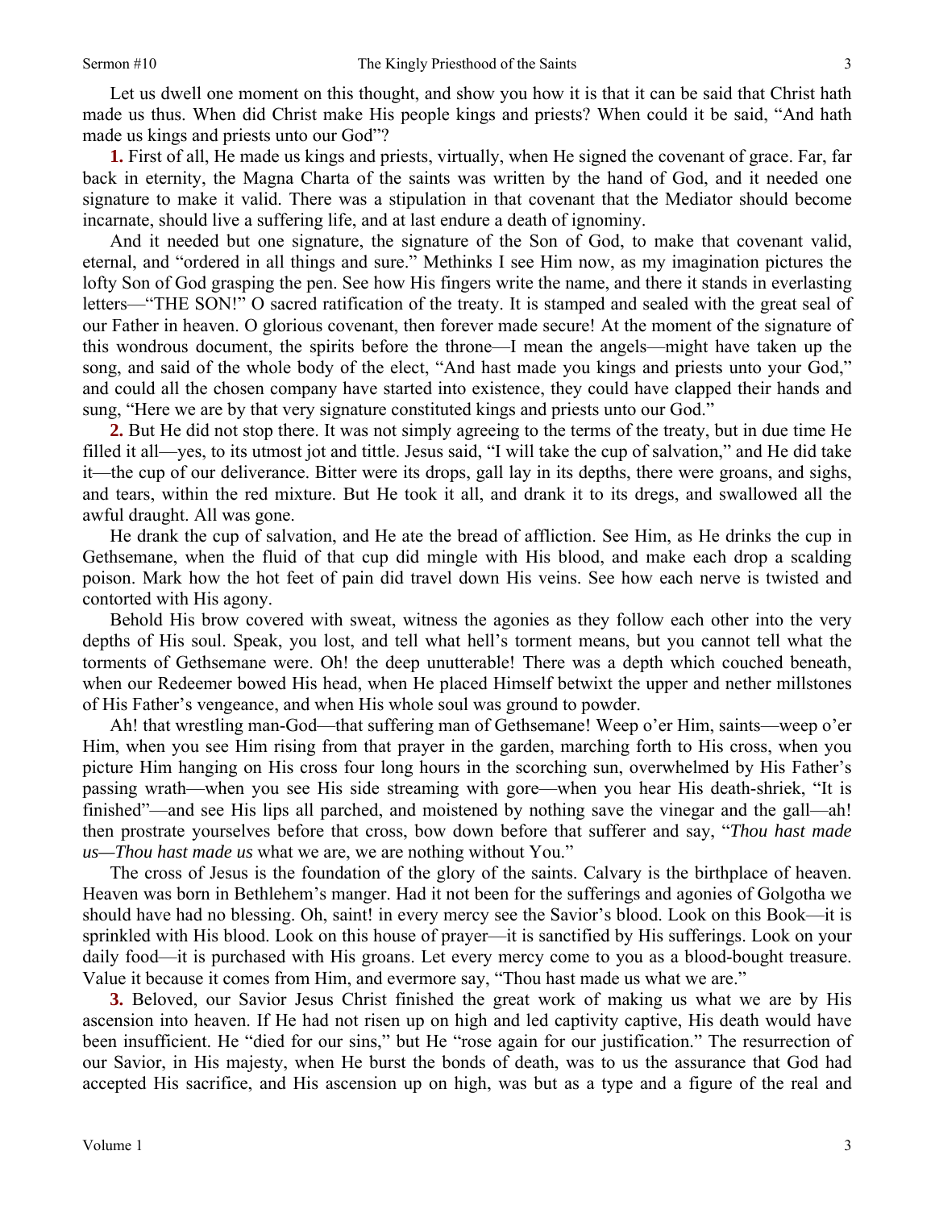Let us dwell one moment on this thought, and show you how it is that it can be said that Christ hath made us thus. When did Christ make His people kings and priests? When could it be said, "And hath made us kings and priests unto our God"?

**1.** First of all, He made us kings and priests, virtually, when He signed the covenant of grace. Far, far back in eternity, the Magna Charta of the saints was written by the hand of God, and it needed one signature to make it valid. There was a stipulation in that covenant that the Mediator should become incarnate, should live a suffering life, and at last endure a death of ignominy.

And it needed but one signature, the signature of the Son of God, to make that covenant valid, eternal, and "ordered in all things and sure." Methinks I see Him now, as my imagination pictures the lofty Son of God grasping the pen. See how His fingers write the name, and there it stands in everlasting letters—"THE SON!" O sacred ratification of the treaty. It is stamped and sealed with the great seal of our Father in heaven. O glorious covenant, then forever made secure! At the moment of the signature of this wondrous document, the spirits before the throne—I mean the angels—might have taken up the song, and said of the whole body of the elect, "And hast made you kings and priests unto your God," and could all the chosen company have started into existence, they could have clapped their hands and sung, "Here we are by that very signature constituted kings and priests unto our God."

**2.** But He did not stop there. It was not simply agreeing to the terms of the treaty, but in due time He filled it all—yes, to its utmost jot and tittle. Jesus said, "I will take the cup of salvation," and He did take it—the cup of our deliverance. Bitter were its drops, gall lay in its depths, there were groans, and sighs, and tears, within the red mixture. But He took it all, and drank it to its dregs, and swallowed all the awful draught. All was gone.

He drank the cup of salvation, and He ate the bread of affliction. See Him, as He drinks the cup in Gethsemane, when the fluid of that cup did mingle with His blood, and make each drop a scalding poison. Mark how the hot feet of pain did travel down His veins. See how each nerve is twisted and contorted with His agony.

Behold His brow covered with sweat, witness the agonies as they follow each other into the very depths of His soul. Speak, you lost, and tell what hell's torment means, but you cannot tell what the torments of Gethsemane were. Oh! the deep unutterable! There was a depth which couched beneath, when our Redeemer bowed His head, when He placed Himself betwixt the upper and nether millstones of His Father's vengeance, and when His whole soul was ground to powder.

Ah! that wrestling man-God—that suffering man of Gethsemane! Weep o'er Him, saints—weep o'er Him, when you see Him rising from that prayer in the garden, marching forth to His cross, when you picture Him hanging on His cross four long hours in the scorching sun, overwhelmed by His Father's passing wrath—when you see His side streaming with gore—when you hear His death-shriek, "It is finished"—and see His lips all parched, and moistened by nothing save the vinegar and the gall—ah! then prostrate yourselves before that cross, bow down before that sufferer and say, "*Thou hast made us—Thou hast made us* what we are, we are nothing without You."

The cross of Jesus is the foundation of the glory of the saints. Calvary is the birthplace of heaven. Heaven was born in Bethlehem's manger. Had it not been for the sufferings and agonies of Golgotha we should have had no blessing. Oh, saint! in every mercy see the Savior's blood. Look on this Book—it is sprinkled with His blood. Look on this house of prayer—it is sanctified by His sufferings. Look on your daily food—it is purchased with His groans. Let every mercy come to you as a blood-bought treasure. Value it because it comes from Him, and evermore say, "Thou hast made us what we are."

**3.** Beloved, our Savior Jesus Christ finished the great work of making us what we are by His ascension into heaven. If He had not risen up on high and led captivity captive, His death would have been insufficient. He "died for our sins," but He "rose again for our justification." The resurrection of our Savior, in His majesty, when He burst the bonds of death, was to us the assurance that God had accepted His sacrifice, and His ascension up on high, was but as a type and a figure of the real and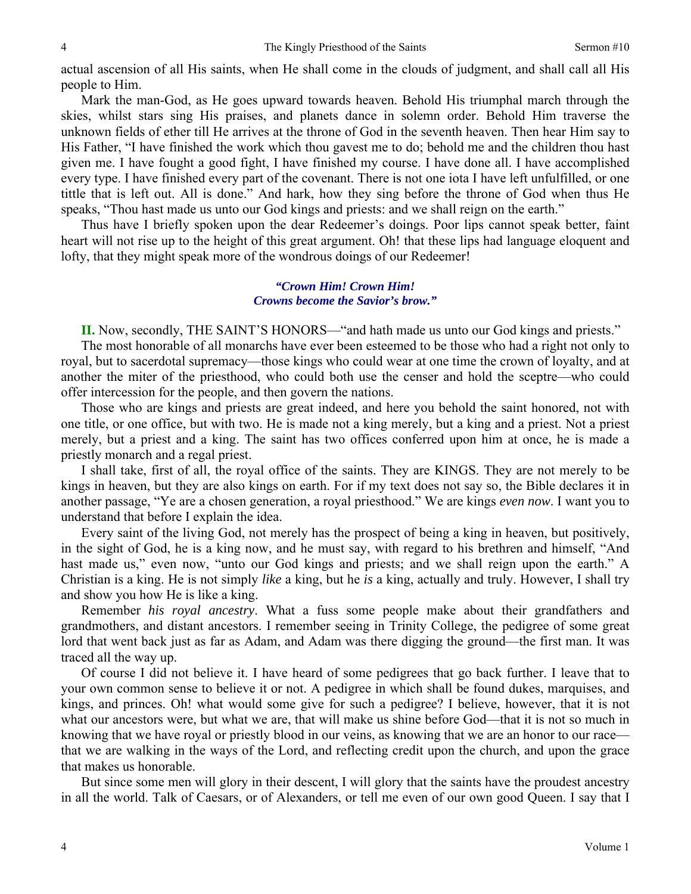actual ascension of all His saints, when He shall come in the clouds of judgment, and shall call all His people to Him.

Mark the man-God, as He goes upward towards heaven. Behold His triumphal march through the skies, whilst stars sing His praises, and planets dance in solemn order. Behold Him traverse the unknown fields of ether till He arrives at the throne of God in the seventh heaven. Then hear Him say to His Father, "I have finished the work which thou gavest me to do; behold me and the children thou hast given me. I have fought a good fight, I have finished my course. I have done all. I have accomplished every type. I have finished every part of the covenant. There is not one iota I have left unfulfilled, or one tittle that is left out. All is done." And hark, how they sing before the throne of God when thus He speaks, "Thou hast made us unto our God kings and priests: and we shall reign on the earth."

Thus have I briefly spoken upon the dear Redeemer's doings. Poor lips cannot speak better, faint heart will not rise up to the height of this great argument. Oh! that these lips had language eloquent and lofty, that they might speak more of the wondrous doings of our Redeemer!

> ***"Crown Him! Crown Him!***
> ***Crowns become the Savior's brow."***

**II.** Now, secondly, THE SAINT'S HONORS—"and hath made us unto our God kings and priests."

The most honorable of all monarchs have ever been esteemed to be those who had a right not only to royal, but to sacerdotal supremacy—those kings who could wear at one time the crown of loyalty, and at another the miter of the priesthood, who could both use the censer and hold the sceptre—who could offer intercession for the people, and then govern the nations.

Those who are kings and priests are great indeed, and here you behold the saint honored, not with one title, or one office, but with two. He is made not a king merely, but a king and a priest. Not a priest merely, but a priest and a king. The saint has two offices conferred upon him at once, he is made a priestly monarch and a regal priest.

I shall take, first of all, the royal office of the saints. They are KINGS. They are not merely to be kings in heaven, but they are also kings on earth. For if my text does not say so, the Bible declares it in another passage, "Ye are a chosen generation, a royal priesthood." We are kings *even now*. I want you to understand that before I explain the idea.

Every saint of the living God, not merely has the prospect of being a king in heaven, but positively, in the sight of God, he is a king now, and he must say, with regard to his brethren and himself, "And hast made us," even now, "unto our God kings and priests; and we shall reign upon the earth." A Christian is a king. He is not simply *like* a king, but he *is* a king, actually and truly. However, I shall try and show you how He is like a king.

Remember *his royal ancestry*. What a fuss some people make about their grandfathers and grandmothers, and distant ancestors. I remember seeing in Trinity College, the pedigree of some great lord that went back just as far as Adam, and Adam was there digging the ground—the first man. It was traced all the way up.

Of course I did not believe it. I have heard of some pedigrees that go back further. I leave that to your own common sense to believe it or not. A pedigree in which shall be found dukes, marquises, and kings, and princes. Oh! what would some give for such a pedigree? I believe, however, that it is not what our ancestors were, but what we are, that will make us shine before God—that it is not so much in knowing that we have royal or priestly blood in our veins, as knowing that we are an honor to our race—that we are walking in the ways of the Lord, and reflecting credit upon the church, and upon the grace that makes us honorable.

But since some men will glory in their descent, I will glory that the saints have the proudest ancestry in all the world. Talk of Caesars, or of Alexanders, or tell me even of our own good Queen. I say that I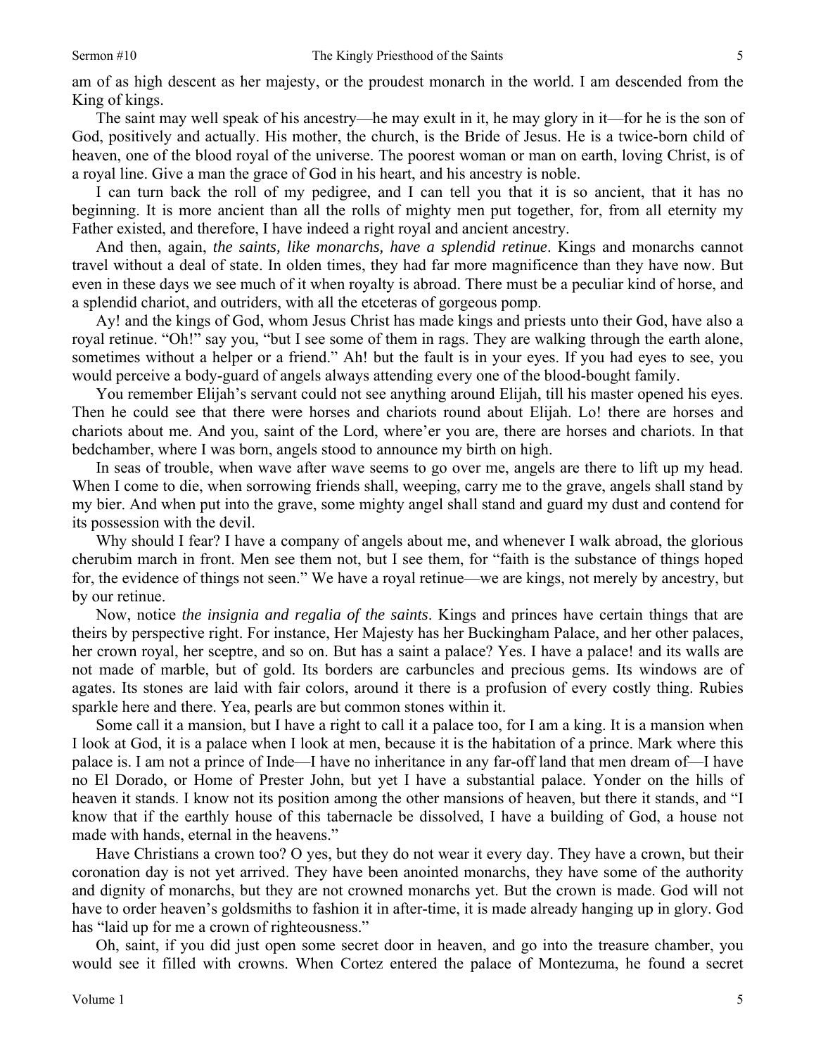am of as high descent as her majesty, or the proudest monarch in the world. I am descended from the King of kings.

The saint may well speak of his ancestry—he may exult in it, he may glory in it—for he is the son of God, positively and actually. His mother, the church, is the Bride of Jesus. He is a twice-born child of heaven, one of the blood royal of the universe. The poorest woman or man on earth, loving Christ, is of a royal line. Give a man the grace of God in his heart, and his ancestry is noble.

I can turn back the roll of my pedigree, and I can tell you that it is so ancient, that it has no beginning. It is more ancient than all the rolls of mighty men put together, for, from all eternity my Father existed, and therefore, I have indeed a right royal and ancient ancestry.

And then, again, *the saints, like monarchs, have a splendid retinue*. Kings and monarchs cannot travel without a deal of state. In olden times, they had far more magnificence than they have now. But even in these days we see much of it when royalty is abroad. There must be a peculiar kind of horse, and a splendid chariot, and outriders, with all the etceteras of gorgeous pomp.

Ay! and the kings of God, whom Jesus Christ has made kings and priests unto their God, have also a royal retinue. "Oh!" say you, "but I see some of them in rags. They are walking through the earth alone, sometimes without a helper or a friend." Ah! but the fault is in your eyes. If you had eyes to see, you would perceive a body-guard of angels always attending every one of the blood-bought family.

You remember Elijah's servant could not see anything around Elijah, till his master opened his eyes. Then he could see that there were horses and chariots round about Elijah. Lo! there are horses and chariots about me. And you, saint of the Lord, where'er you are, there are horses and chariots. In that bedchamber, where I was born, angels stood to announce my birth on high.

In seas of trouble, when wave after wave seems to go over me, angels are there to lift up my head. When I come to die, when sorrowing friends shall, weeping, carry me to the grave, angels shall stand by my bier. And when put into the grave, some mighty angel shall stand and guard my dust and contend for its possession with the devil.

Why should I fear? I have a company of angels about me, and whenever I walk abroad, the glorious cherubim march in front. Men see them not, but I see them, for "faith is the substance of things hoped for, the evidence of things not seen." We have a royal retinue—we are kings, not merely by ancestry, but by our retinue.

Now, notice *the insignia and regalia of the saints*. Kings and princes have certain things that are theirs by perspective right. For instance, Her Majesty has her Buckingham Palace, and her other palaces, her crown royal, her sceptre, and so on. But has a saint a palace? Yes. I have a palace! and its walls are not made of marble, but of gold. Its borders are carbuncles and precious gems. Its windows are of agates. Its stones are laid with fair colors, around it there is a profusion of every costly thing. Rubies sparkle here and there. Yea, pearls are but common stones within it.

Some call it a mansion, but I have a right to call it a palace too, for I am a king. It is a mansion when I look at God, it is a palace when I look at men, because it is the habitation of a prince. Mark where this palace is. I am not a prince of Inde—I have no inheritance in any far-off land that men dream of—I have no El Dorado, or Home of Prester John, but yet I have a substantial palace. Yonder on the hills of heaven it stands. I know not its position among the other mansions of heaven, but there it stands, and "I know that if the earthly house of this tabernacle be dissolved, I have a building of God, a house not made with hands, eternal in the heavens."

Have Christians a crown too? O yes, but they do not wear it every day. They have a crown, but their coronation day is not yet arrived. They have been anointed monarchs, they have some of the authority and dignity of monarchs, but they are not crowned monarchs yet. But the crown is made. God will not have to order heaven's goldsmiths to fashion it in after-time, it is made already hanging up in glory. God has "laid up for me a crown of righteousness."

Oh, saint, if you did just open some secret door in heaven, and go into the treasure chamber, you would see it filled with crowns. When Cortez entered the palace of Montezuma, he found a secret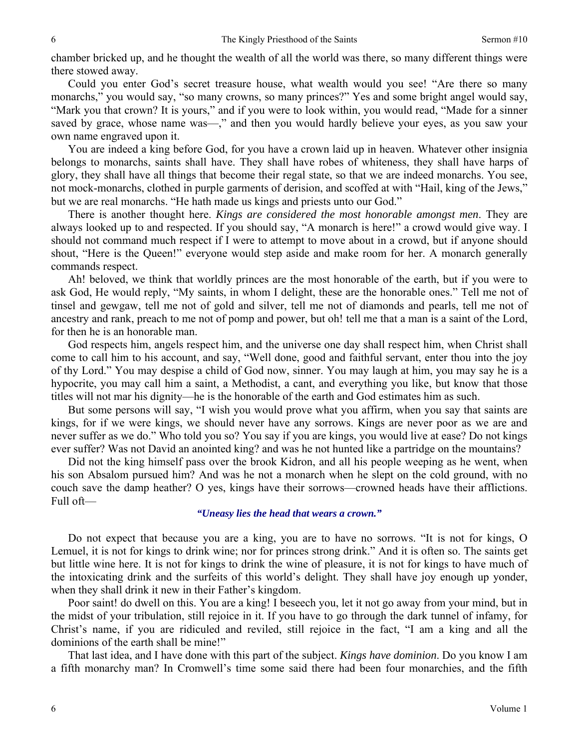chamber bricked up, and he thought the wealth of all the world was there, so many different things were there stowed away.

Could you enter God's secret treasure house, what wealth would you see! "Are there so many monarchs," you would say, "so many crowns, so many princes?" Yes and some bright angel would say, "Mark you that crown? It is yours," and if you were to look within, you would read, "Made for a sinner saved by grace, whose name was—," and then you would hardly believe your eyes, as you saw your own name engraved upon it.

You are indeed a king before God, for you have a crown laid up in heaven. Whatever other insignia belongs to monarchs, saints shall have. They shall have robes of whiteness, they shall have harps of glory, they shall have all things that become their regal state, so that we are indeed monarchs. You see, not mock-monarchs, clothed in purple garments of derision, and scoffed at with "Hail, king of the Jews," but we are real monarchs. "He hath made us kings and priests unto our God."

There is another thought here. *Kings are considered the most honorable amongst men*. They are always looked up to and respected. If you should say, "A monarch is here!" a crowd would give way. I should not command much respect if I were to attempt to move about in a crowd, but if anyone should shout, "Here is the Queen!" everyone would step aside and make room for her. A monarch generally commands respect.

Ah! beloved, we think that worldly princes are the most honorable of the earth, but if you were to ask God, He would reply, "My saints, in whom I delight, these are the honorable ones." Tell me not of tinsel and gewgaw, tell me not of gold and silver, tell me not of diamonds and pearls, tell me not of ancestry and rank, preach to me not of pomp and power, but oh! tell me that a man is a saint of the Lord, for then he is an honorable man.

God respects him, angels respect him, and the universe one day shall respect him, when Christ shall come to call him to his account, and say, "Well done, good and faithful servant, enter thou into the joy of thy Lord." You may despise a child of God now, sinner. You may laugh at him, you may say he is a hypocrite, you may call him a saint, a Methodist, a cant, and everything you like, but know that those titles will not mar his dignity—he is the honorable of the earth and God estimates him as such.

But some persons will say, "I wish you would prove what you affirm, when you say that saints are kings, for if we were kings, we should never have any sorrows. Kings are never poor as we are and never suffer as we do." Who told you so? You say if you are kings, you would live at ease? Do not kings ever suffer? Was not David an anointed king? and was he not hunted like a partridge on the mountains?

Did not the king himself pass over the brook Kidron, and all his people weeping as he went, when his son Absalom pursued him? And was he not a monarch when he slept on the cold ground, with no couch save the damp heather? O yes, kings have their sorrows—crowned heads have their afflictions. Full oft—

***"Uneasy lies the head that wears a crown."***

Do not expect that because you are a king, you are to have no sorrows. "It is not for kings, O Lemuel, it is not for kings to drink wine; nor for princes strong drink." And it is often so. The saints get but little wine here. It is not for kings to drink the wine of pleasure, it is not for kings to have much of the intoxicating drink and the surfeits of this world's delight. They shall have joy enough up yonder, when they shall drink it new in their Father's kingdom.

Poor saint! do dwell on this. You are a king! I beseech you, let it not go away from your mind, but in the midst of your tribulation, still rejoice in it. If you have to go through the dark tunnel of infamy, for Christ's name, if you are ridiculed and reviled, still rejoice in the fact, "I am a king and all the dominions of the earth shall be mine!"

That last idea, and I have done with this part of the subject. *Kings have dominion*. Do you know I am a fifth monarchy man? In Cromwell's time some said there had been four monarchies, and the fifth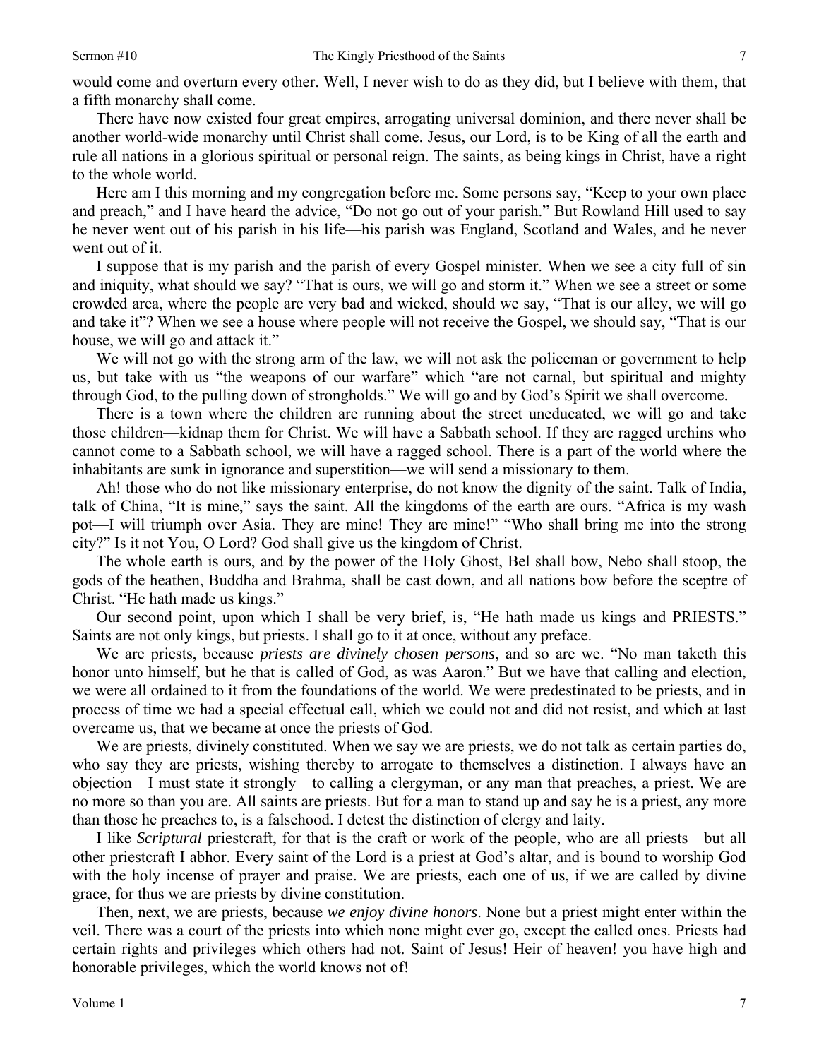would come and overturn every other. Well, I never wish to do as they did, but I believe with them, that a fifth monarchy shall come.

There have now existed four great empires, arrogating universal dominion, and there never shall be another world-wide monarchy until Christ shall come. Jesus, our Lord, is to be King of all the earth and rule all nations in a glorious spiritual or personal reign. The saints, as being kings in Christ, have a right to the whole world.

Here am I this morning and my congregation before me. Some persons say, "Keep to your own place and preach," and I have heard the advice, "Do not go out of your parish." But Rowland Hill used to say he never went out of his parish in his life—his parish was England, Scotland and Wales, and he never went out of it.

I suppose that is my parish and the parish of every Gospel minister. When we see a city full of sin and iniquity, what should we say? "That is ours, we will go and storm it." When we see a street or some crowded area, where the people are very bad and wicked, should we say, "That is our alley, we will go and take it"? When we see a house where people will not receive the Gospel, we should say, "That is our house, we will go and attack it."

We will not go with the strong arm of the law, we will not ask the policeman or government to help us, but take with us "the weapons of our warfare" which "are not carnal, but spiritual and mighty through God, to the pulling down of strongholds." We will go and by God's Spirit we shall overcome.

There is a town where the children are running about the street uneducated, we will go and take those children—kidnap them for Christ. We will have a Sabbath school. If they are ragged urchins who cannot come to a Sabbath school, we will have a ragged school. There is a part of the world where the inhabitants are sunk in ignorance and superstition—we will send a missionary to them.

Ah! those who do not like missionary enterprise, do not know the dignity of the saint. Talk of India, talk of China, "It is mine," says the saint. All the kingdoms of the earth are ours. "Africa is my wash pot—I will triumph over Asia. They are mine! They are mine!" "Who shall bring me into the strong city?" Is it not You, O Lord? God shall give us the kingdom of Christ.

The whole earth is ours, and by the power of the Holy Ghost, Bel shall bow, Nebo shall stoop, the gods of the heathen, Buddha and Brahma, shall be cast down, and all nations bow before the sceptre of Christ. "He hath made us kings."

Our second point, upon which I shall be very brief, is, "He hath made us kings and PRIESTS." Saints are not only kings, but priests. I shall go to it at once, without any preface.

We are priests, because *priests are divinely chosen persons*, and so are we. "No man taketh this honor unto himself, but he that is called of God, as was Aaron." But we have that calling and election, we were all ordained to it from the foundations of the world. We were predestinated to be priests, and in process of time we had a special effectual call, which we could not and did not resist, and which at last overcame us, that we became at once the priests of God.

We are priests, divinely constituted. When we say we are priests, we do not talk as certain parties do, who say they are priests, wishing thereby to arrogate to themselves a distinction. I always have an objection—I must state it strongly—to calling a clergyman, or any man that preaches, a priest. We are no more so than you are. All saints are priests. But for a man to stand up and say he is a priest, any more than those he preaches to, is a falsehood. I detest the distinction of clergy and laity.

I like *Scriptural* priestcraft, for that is the craft or work of the people, who are all priests—but all other priestcraft I abhor. Every saint of the Lord is a priest at God's altar, and is bound to worship God with the holy incense of prayer and praise. We are priests, each one of us, if we are called by divine grace, for thus we are priests by divine constitution.

Then, next, we are priests, because *we enjoy divine honors*. None but a priest might enter within the veil. There was a court of the priests into which none might ever go, except the called ones. Priests had certain rights and privileges which others had not. Saint of Jesus! Heir of heaven! you have high and honorable privileges, which the world knows not of!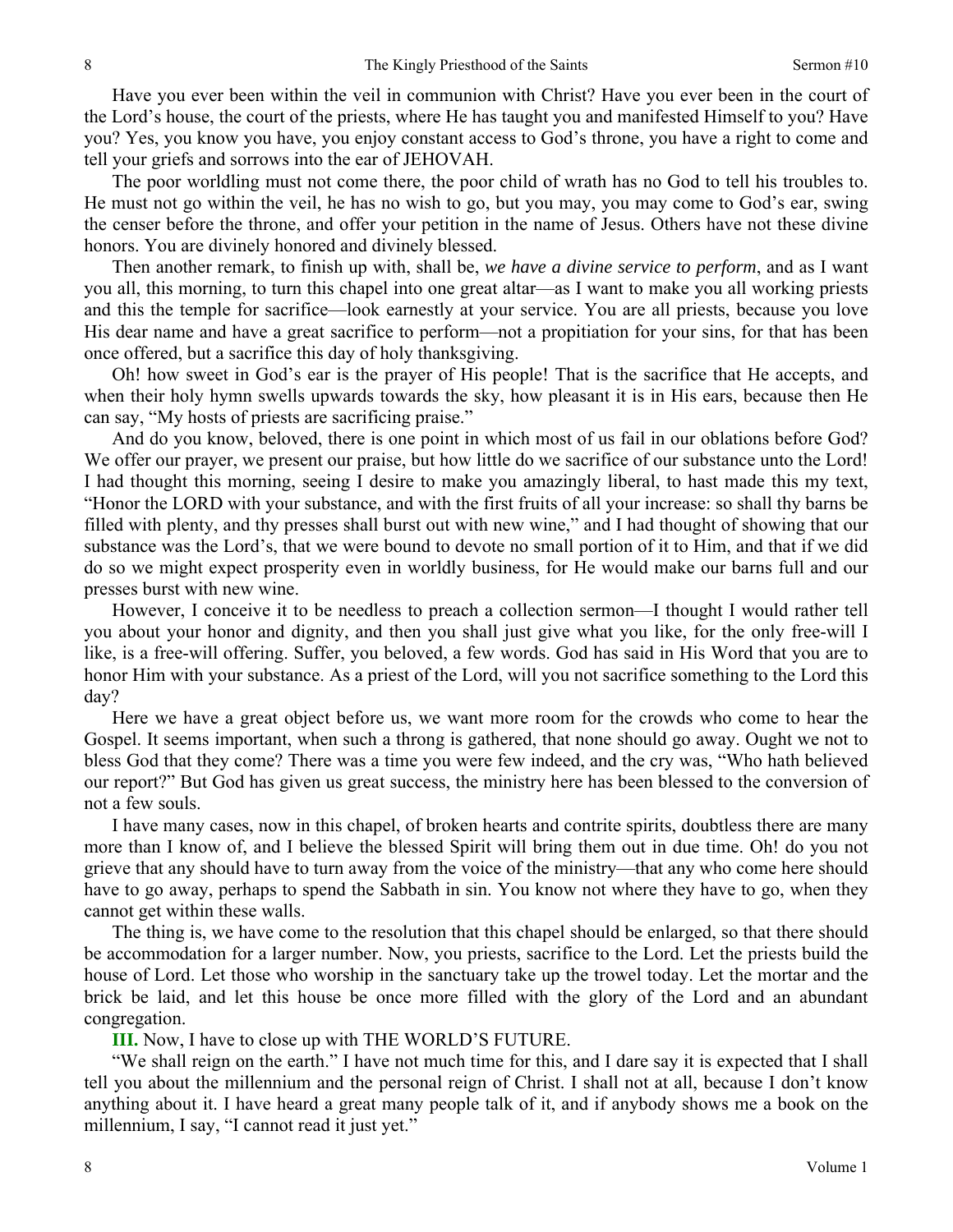Have you ever been within the veil in communion with Christ? Have you ever been in the court of the Lord's house, the court of the priests, where He has taught you and manifested Himself to you? Have you? Yes, you know you have, you enjoy constant access to God's throne, you have a right to come and tell your griefs and sorrows into the ear of JEHOVAH.

The poor worldling must not come there, the poor child of wrath has no God to tell his troubles to. He must not go within the veil, he has no wish to go, but you may, you may come to God's ear, swing the censer before the throne, and offer your petition in the name of Jesus. Others have not these divine honors. You are divinely honored and divinely blessed.

Then another remark, to finish up with, shall be, *we have a divine service to perform*, and as I want you all, this morning, to turn this chapel into one great altar—as I want to make you all working priests and this the temple for sacrifice—look earnestly at your service. You are all priests, because you love His dear name and have a great sacrifice to perform—not a propitiation for your sins, for that has been once offered, but a sacrifice this day of holy thanksgiving.

Oh! how sweet in God's ear is the prayer of His people! That is the sacrifice that He accepts, and when their holy hymn swells upwards towards the sky, how pleasant it is in His ears, because then He can say, "My hosts of priests are sacrificing praise."

And do you know, beloved, there is one point in which most of us fail in our oblations before God? We offer our prayer, we present our praise, but how little do we sacrifice of our substance unto the Lord! I had thought this morning, seeing I desire to make you amazingly liberal, to hast made this my text, "Honor the LORD with your substance, and with the first fruits of all your increase: so shall thy barns be filled with plenty, and thy presses shall burst out with new wine," and I had thought of showing that our substance was the Lord's, that we were bound to devote no small portion of it to Him, and that if we did do so we might expect prosperity even in worldly business, for He would make our barns full and our presses burst with new wine.

However, I conceive it to be needless to preach a collection sermon—I thought I would rather tell you about your honor and dignity, and then you shall just give what you like, for the only free-will I like, is a free-will offering. Suffer, you beloved, a few words. God has said in His Word that you are to honor Him with your substance. As a priest of the Lord, will you not sacrifice something to the Lord this day?

Here we have a great object before us, we want more room for the crowds who come to hear the Gospel. It seems important, when such a throng is gathered, that none should go away. Ought we not to bless God that they come? There was a time you were few indeed, and the cry was, "Who hath believed our report?" But God has given us great success, the ministry here has been blessed to the conversion of not a few souls.

I have many cases, now in this chapel, of broken hearts and contrite spirits, doubtless there are many more than I know of, and I believe the blessed Spirit will bring them out in due time. Oh! do you not grieve that any should have to turn away from the voice of the ministry—that any who come here should have to go away, perhaps to spend the Sabbath in sin. You know not where they have to go, when they cannot get within these walls.

The thing is, we have come to the resolution that this chapel should be enlarged, so that there should be accommodation for a larger number. Now, you priests, sacrifice to the Lord. Let the priests build the house of Lord. Let those who worship in the sanctuary take up the trowel today. Let the mortar and the brick be laid, and let this house be once more filled with the glory of the Lord and an abundant congregation.

**III.** Now, I have to close up with THE WORLD'S FUTURE.

"We shall reign on the earth." I have not much time for this, and I dare say it is expected that I shall tell you about the millennium and the personal reign of Christ. I shall not at all, because I don't know anything about it. I have heard a great many people talk of it, and if anybody shows me a book on the millennium, I say, "I cannot read it just yet."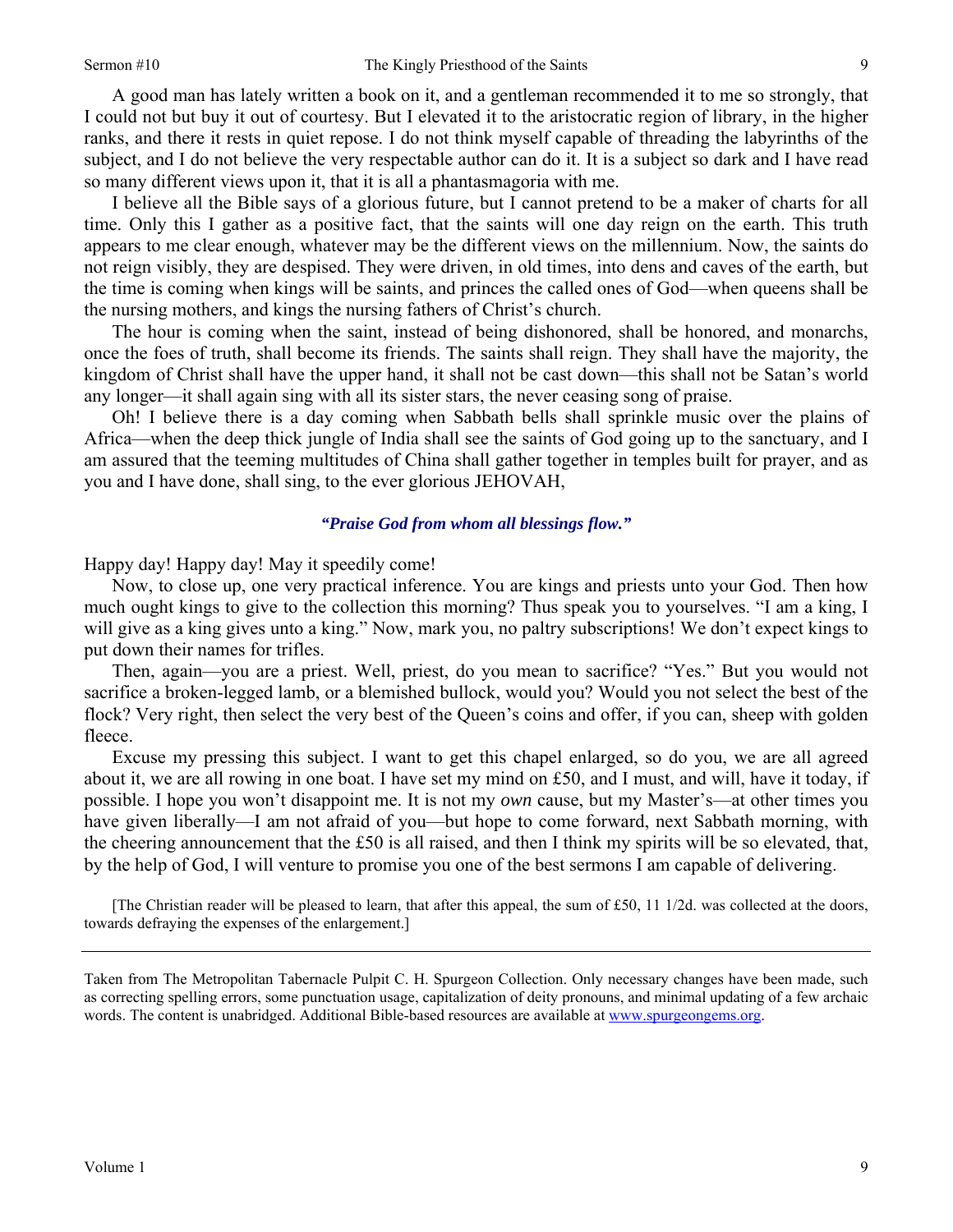A good man has lately written a book on it, and a gentleman recommended it to me so strongly, that I could not but buy it out of courtesy. But I elevated it to the aristocratic region of library, in the higher ranks, and there it rests in quiet repose. I do not think myself capable of threading the labyrinths of the subject, and I do not believe the very respectable author can do it. It is a subject so dark and I have read so many different views upon it, that it is all a phantasmagoria with me.

I believe all the Bible says of a glorious future, but I cannot pretend to be a maker of charts for all time. Only this I gather as a positive fact, that the saints will one day reign on the earth. This truth appears to me clear enough, whatever may be the different views on the millennium. Now, the saints do not reign visibly, they are despised. They were driven, in old times, into dens and caves of the earth, but the time is coming when kings will be saints, and princes the called ones of God—when queens shall be the nursing mothers, and kings the nursing fathers of Christ's church.

The hour is coming when the saint, instead of being dishonored, shall be honored, and monarchs, once the foes of truth, shall become its friends. The saints shall reign. They shall have the majority, the kingdom of Christ shall have the upper hand, it shall not be cast down—this shall not be Satan's world any longer—it shall again sing with all its sister stars, the never ceasing song of praise.

Oh! I believe there is a day coming when Sabbath bells shall sprinkle music over the plains of Africa—when the deep thick jungle of India shall see the saints of God going up to the sanctuary, and I am assured that the teeming multitudes of China shall gather together in temples built for prayer, and as you and I have done, shall sing, to the ever glorious JEHOVAH,

***"Praise God from whom all blessings flow."***

Happy day! Happy day! May it speedily come!

Now, to close up, one very practical inference. You are kings and priests unto your God. Then how much ought kings to give to the collection this morning? Thus speak you to yourselves. "I am a king, I will give as a king gives unto a king." Now, mark you, no paltry subscriptions! We don't expect kings to put down their names for trifles.

Then, again—you are a priest. Well, priest, do you mean to sacrifice? "Yes." But you would not sacrifice a broken-legged lamb, or a blemished bullock, would you? Would you not select the best of the flock? Very right, then select the very best of the Queen's coins and offer, if you can, sheep with golden fleece.

Excuse my pressing this subject. I want to get this chapel enlarged, so do you, we are all agreed about it, we are all rowing in one boat. I have set my mind on £50, and I must, and will, have it today, if possible. I hope you won't disappoint me. It is not my *own* cause, but my Master's—at other times you have given liberally—I am not afraid of you—but hope to come forward, next Sabbath morning, with the cheering announcement that the £50 is all raised, and then I think my spirits will be so elevated, that, by the help of God, I will venture to promise you one of the best sermons I am capable of delivering.

[The Christian reader will be pleased to learn, that after this appeal, the sum of £50, 11 1/2d. was collected at the doors, towards defraying the expenses of the enlargement.]

---

Taken from The Metropolitan Tabernacle Pulpit C. H. Spurgeon Collection. Only necessary changes have been made, such as correcting spelling errors, some punctuation usage, capitalization of deity pronouns, and minimal updating of a few archaic words. The content is unabridged. Additional Bible-based resources are available at www.spurgeongems.org.